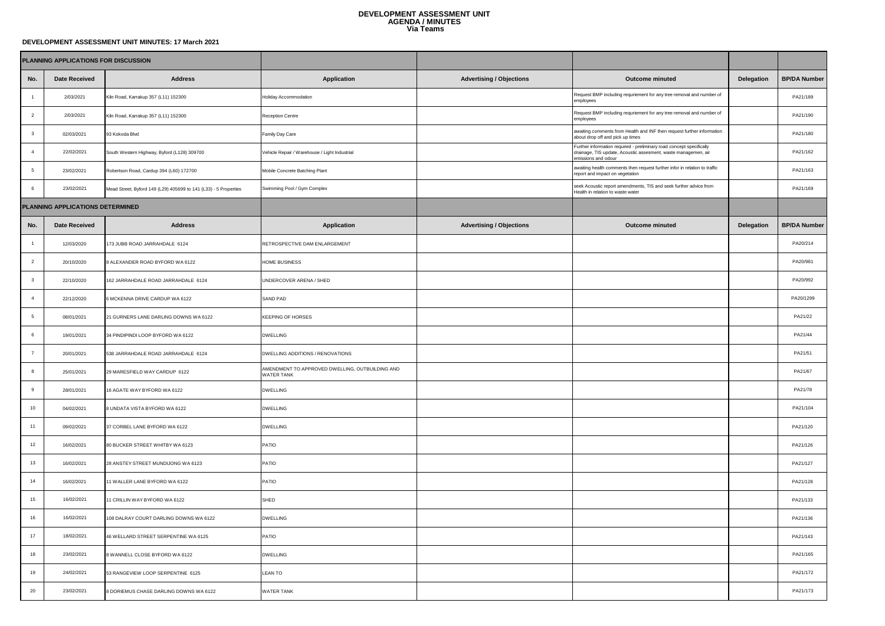# DEVELOPMENT ASSESSMENT UNIT
## AGENDA / MINUTES
### Via Teams

**DEVELOPMENT ASSESSMENT UNIT MINUTES: 17 March 2021**

| PLANNING APPLICATIONS FOR DISCUSSION | | | | | | | |
|---|---|---|---|---|---|---|---|
| **No.** | **Date Received** | **Address** | **Application** | **Advertising / Objections** | **Outcome minuted** | **Delegation** | **BP/DA Number** |
| 1 | 2/03/2021 | Kiln Road, Karrakup 357 (L11) 152300 | Holiday Accommodation | | Request BMP including requriement for any tree removal and number of employees | | PA21/189 |
| 2 | 2/03/2021 | Kiln Road, Karrakup 357 (L11) 152300 | Reception Centre | | Request BMP including requriement for any tree removal and number of employees | | PA21/190 |
| 3 | 02/03/2021 | 93 Kokoda Blvd | Family Day Care | | awaiting comments from Health and INF then request further information about drop off and pick up times | | PA21/180 |
| 4 | 22/02/2021 | South Western Highway, Byford (L128) 309700 | Vehicle Repair / Warehouse / Light Industrial | | Further information required - preliminary road concept specifically drainage, TIS update, Acoustic assesment, waste managemen, air emissions and odour | | PA21/162 |
| 5 | 23/02/2021 | Robertson Road, Cardup 394 (L60) 172700 | Mobile Concrete Batching Plant | | awaiting health comments then request further infor in relation to traffic report and impact on vegetation | | PA21/163 |
| 6 | 23/02/2021 | Mead Street, Byford 149 (L29) 405699 to 141 (L33) - 5 Properties | Swimming Pool / Gym Complex | | seek Acoustic report amendments, TIS and seek further advice from Health in relation to waste water | | PA21/169 |
| **PLANNING APPLICATIONS DETERMINED** | | | | | | | |
| **No.** | **Date Received** | **Address** | **Application** | **Advertising / Objections** | **Outcome minuted** | **Delegation** | **BP/DA Number** |
| 1 | 12/03/2020 | 173 JUBB ROAD JARRAHDALE 6124 | RETROSPECTIVE DAM ENLARGEMENT | | | | PA20/214 |
| 2 | 20/10/2020 | 8 ALEXANDER ROAD BYFORD WA 6122 | HOME BUSINESS | | | | PA20/981 |
| 3 | 22/10/2020 | 162 JARRAHDALE ROAD JARRAHDALE 6124 | UNDERCOVER ARENA / SHED | | | | PA20/992 |
| 4 | 22/12/2020 | 6 MCKENNA DRIVE CARDUP WA 6122 | SAND PAD | | | | PA20/1299 |
| 5 | 08/01/2021 | 21 GURNERS LANE DARLING DOWNS WA 6122 | KEEPING OF HORSES | | | | PA21/22 |
| 6 | 19/01/2021 | 34 PINDIPINDI LOOP BYFORD WA 6122 | DWELLING | | | | PA21/44 |
| 7 | 20/01/2021 | 538 JARRAHDALE ROAD JARRAHDALE 6124 | DWELLING ADDITIONS / RENOVATIONS | | | | PA21/51 |
| 8 | 25/01/2021 | 29 MARESFIELD WAY CARDUP 6122 | AMENDMENT TO APPROVED DWELLING, OUTBUILDING AND WATER TANK | | | | PA21/67 |
| 9 | 28/01/2021 | 16 AGATE WAY BYFORD WA 6122 | DWELLING | | | | PA21/78 |
| 10 | 04/02/2021 | 8 UNDATA VISTA BYFORD WA 6122 | DWELLING | | | | PA21/104 |
| 11 | 09/02/2021 | 37 CORBEL LANE BYFORD WA 6122 | DWELLING | | | | PA21/120 |
| 12 | 16/02/2021 | 80 BUCKER STREET WHITBY WA 6123 | PATIO | | | | PA21/126 |
| 13 | 16/02/2021 | 28 ANSTEY STREET MUNDIJONG WA 6123 | PATIO | | | | PA21/127 |
| 14 | 16/02/2021 | 11 WALLER LANE BYFORD WA 6122 | PATIO | | | | PA21/128 |
| 15 | 16/02/2021 | 11 CRILLIN WAY BYFORD WA 6122 | SHED | | | | PA21/133 |
| 16 | 16/02/2021 | 108 DALRAY COURT DARLING DOWNS WA 6122 | DWELLING | | | | PA21/136 |
| 17 | 18/02/2021 | 46 WELLARD STREET SERPENTINE WA 6125 | PATIO | | | | PA21/143 |
| 18 | 23/02/2021 | 8 WANNELL CLOSE BYFORD WA 6122 | DWELLING | | | | PA21/165 |
| 19 | 24/02/2021 | 53 RANGEVIEW LOOP SERPENTINE 6125 | LEAN TO | | | | PA21/172 |
| 20 | 23/02/2021 | 8 DORIEMUS CHASE DARLING DOWNS WA 6122 | WATER TANK | | | | PA21/173 |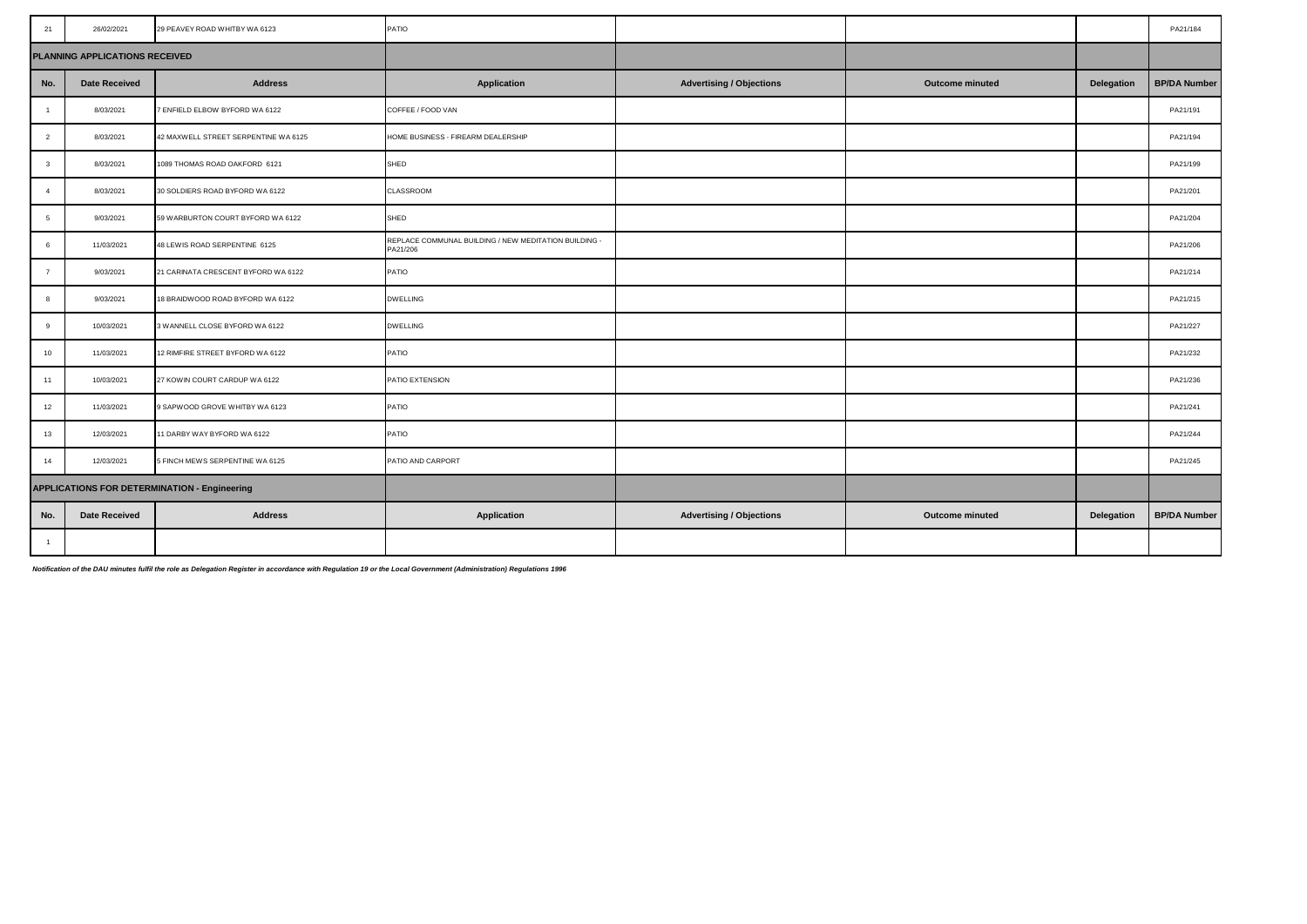| | | | | | | | |
|---|---|---|---|---|---|---|---|
| 21 | 26/02/2021 | 29 PEAVEY ROAD WHITBY WA 6123 | PATIO | | | | PA21/184 |
| **PLANNING APPLICATIONS RECEIVED** | | | | | | | |
| **No.** | **Date Received** | **Address** | **Application** | **Advertising / Objections** | **Outcome minuted** | **Delegation** | **BP/DA Number** |
| 1 | 8/03/2021 | 7 ENFIELD ELBOW BYFORD WA 6122 | COFFEE / FOOD VAN | | | | PA21/191 |
| 2 | 8/03/2021 | 42 MAXWELL STREET SERPENTINE WA 6125 | HOME BUSINESS - FIREARM DEALERSHIP | | | | PA21/194 |
| 3 | 8/03/2021 | 1089 THOMAS ROAD OAKFORD 6121 | SHED | | | | PA21/199 |
| 4 | 8/03/2021 | 30 SOLDIERS ROAD BYFORD WA 6122 | CLASSROOM | | | | PA21/201 |
| 5 | 9/03/2021 | 59 WARBURTON COURT BYFORD WA 6122 | SHED | | | | PA21/204 |
| 6 | 11/03/2021 | 48 LEWIS ROAD SERPENTINE 6125 | REPLACE COMMUNAL BUILDING / NEW MEDITATION BUILDING - PA21/206 | | | | PA21/206 |
| 7 | 9/03/2021 | 21 CARINATA CRESCENT BYFORD WA 6122 | PATIO | | | | PA21/214 |
| 8 | 9/03/2021 | 18 BRAIDWOOD ROAD BYFORD WA 6122 | DWELLING | | | | PA21/215 |
| 9 | 10/03/2021 | 3 WANNELL CLOSE BYFORD WA 6122 | DWELLING | | | | PA21/227 |
| 10 | 11/03/2021 | 12 RIMFIRE STREET BYFORD WA 6122 | PATIO | | | | PA21/232 |
| 11 | 10/03/2021 | 27 KOWIN COURT CARDUP WA 6122 | PATIO EXTENSION | | | | PA21/236 |
| 12 | 11/03/2021 | 9 SAPWOOD GROVE WHITBY WA 6123 | PATIO | | | | PA21/241 |
| 13 | 12/03/2021 | 11 DARBY WAY BYFORD WA 6122 | PATIO | | | | PA21/244 |
| 14 | 12/03/2021 | 5 FINCH MEWS SERPENTINE WA 6125 | PATIO AND CARPORT | | | | PA21/245 |
| **APPLICATIONS FOR DETERMINATION - Engineering** | | | | | | | |
| **No.** | **Date Received** | **Address** | **Application** | **Advertising / Objections** | **Outcome minuted** | **Delegation** | **BP/DA Number** |
| 1 | | | | | | | |

***Notification of the DAU minutes fulfil the role as Delegation Register in accordance with Regulation 19 or the Local Government (Administration) Regulations 1996***